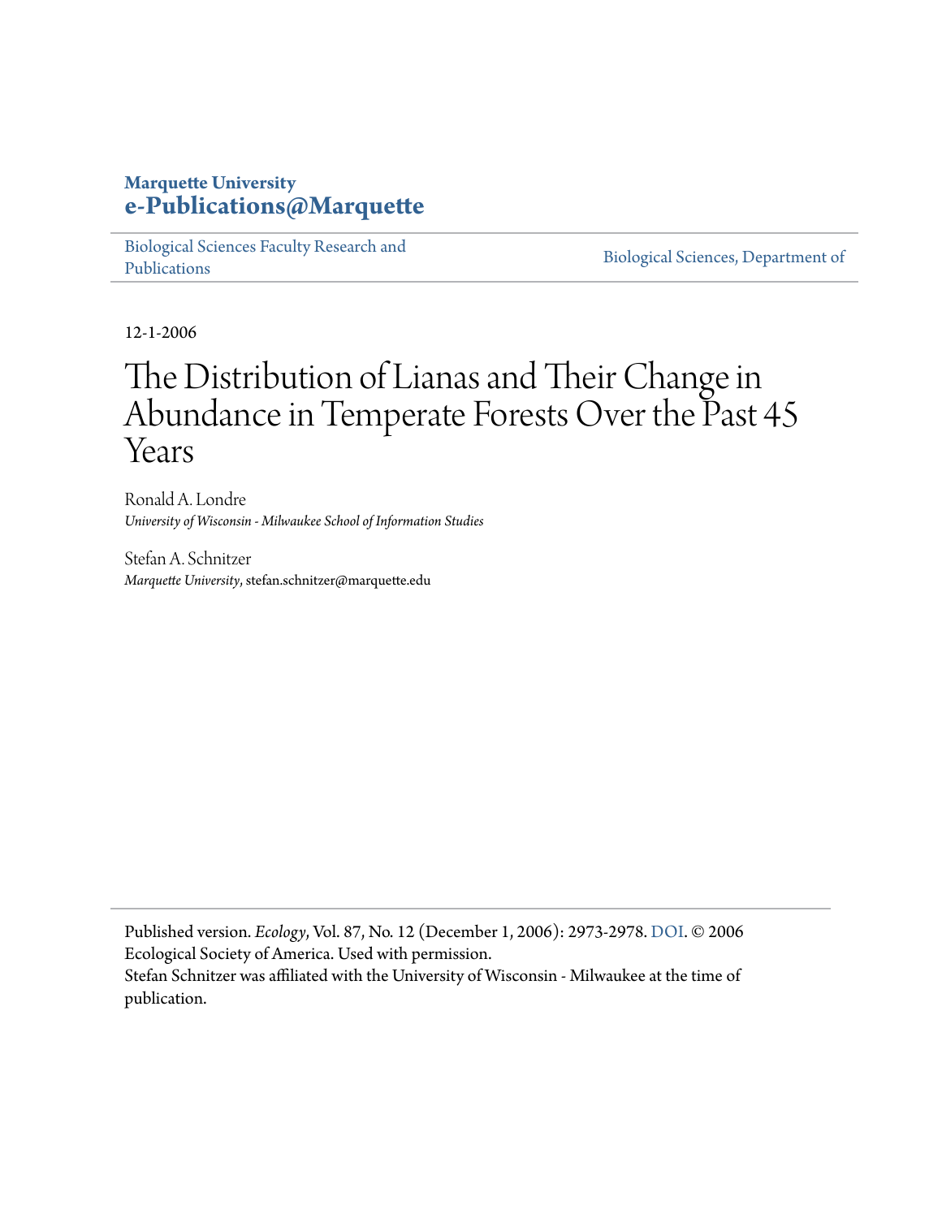**Marquette University**
**e-Publications@Marquette**

Biological Sciences Faculty Research and Publications

Biological Sciences, Department of

12-1-2006

# The Distribution of Lianas and Their Change in Abundance in Temperate Forests Over the Past 45 Years

Ronald A. Londre
*University of Wisconsin - Milwaukee School of Information Studies*

Stefan A. Schnitzer
*Marquette University*, stefan.schnitzer@marquette.edu

Published version. *Ecology*, Vol. 87, No. 12 (December 1, 2006): 2973-2978. DOI. © 2006 Ecological Society of America. Used with permission.
Stefan Schnitzer was affiliated with the University of Wisconsin - Milwaukee at the time of publication.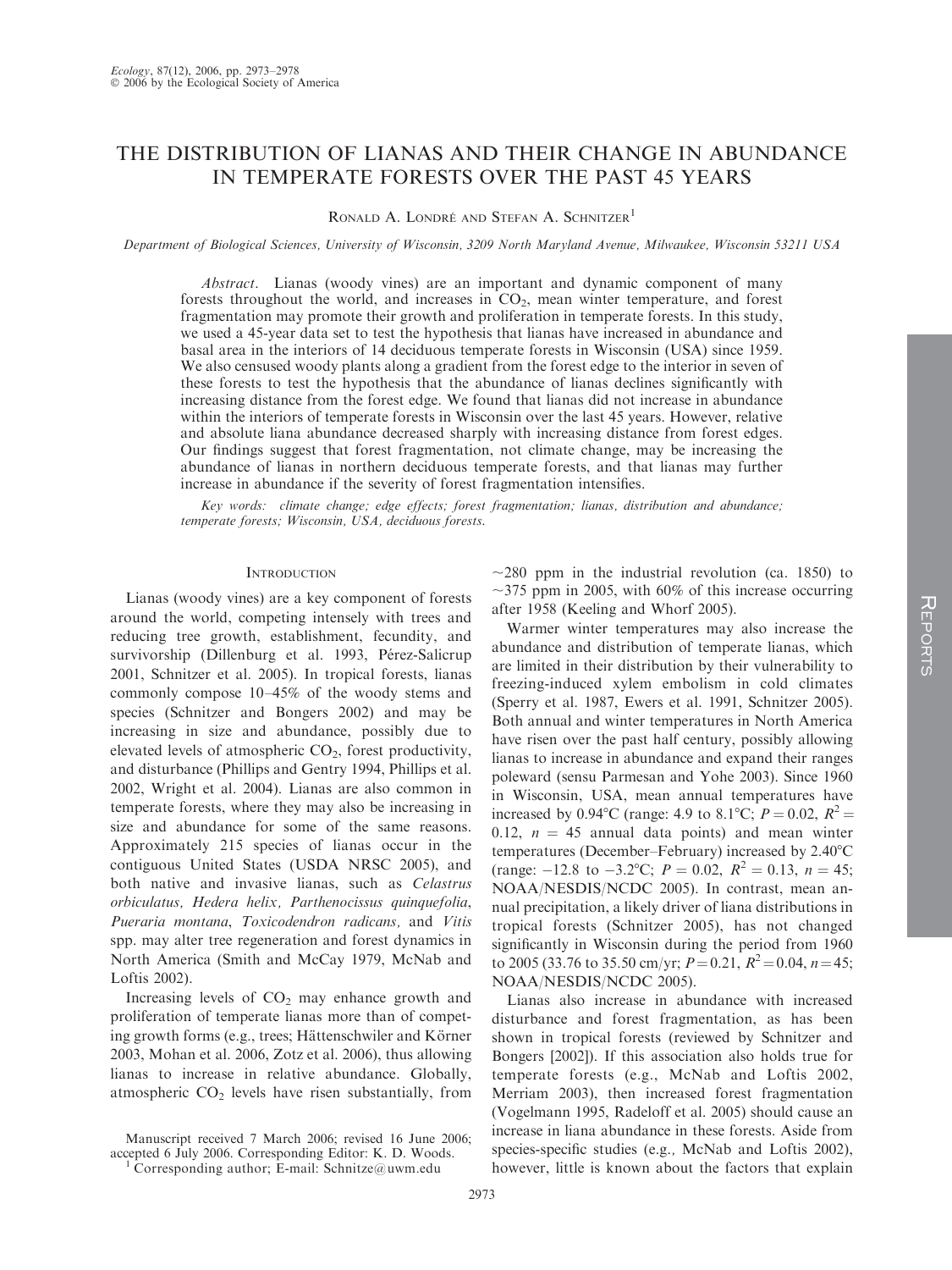# THE DISTRIBUTION OF LIANAS AND THEIR CHANGE IN ABUNDANCE IN TEMPERATE FORESTS OVER THE PAST 45 YEARS

Ronald A. Londré and Stefan A. Schnitzer[1]

*Department of Biological Sciences, University of Wisconsin, 3209 North Maryland Avenue, Milwaukee, Wisconsin 53211 USA*

*Abstract.* Lianas (woody vines) are an important and dynamic component of many forests throughout the world, and increases in $CO_2$, mean winter temperature, and forest fragmentation may promote their growth and proliferation in temperate forests. In this study, we used a 45-year data set to test the hypothesis that lianas have increased in abundance and basal area in the interiors of 14 deciduous temperate forests in Wisconsin (USA) since 1959. We also censused woody plants along a gradient from the forest edge to the interior in seven of these forests to test the hypothesis that the abundance of lianas declines significantly with increasing distance from the forest edge. We found that lianas did not increase in abundance within the interiors of temperate forests in Wisconsin over the last 45 years. However, relative and absolute liana abundance decreased sharply with increasing distance from forest edges. Our findings suggest that forest fragmentation, not climate change, may be increasing the abundance of lianas in northern deciduous temperate forests, and that lianas may further increase in abundance if the severity of forest fragmentation intensifies.

*Key words:* climate change; edge effects; forest fragmentation; lianas, distribution and abundance; temperate forests; Wisconsin, USA, deciduous forests.

## Introduction

Lianas (woody vines) are a key component of forests around the world, competing intensely with trees and reducing tree growth, establishment, fecundity, and survivorship (Dillenburg et al. 1993, Pérez-Salicrup 2001, Schnitzer et al. 2005). In tropical forests, lianas commonly compose 10–45% of the woody stems and species (Schnitzer and Bongers 2002) and may be increasing in size and abundance, possibly due to elevated levels of atmospheric $CO_2$, forest productivity, and disturbance (Phillips and Gentry 1994, Phillips et al. 2002, Wright et al. 2004). Lianas are also common in temperate forests, where they may also be increasing in size and abundance for some of the same reasons. Approximately 215 species of lianas occur in the contiguous United States (USDA NRSC 2005), and both native and invasive lianas, such as *Celastrus orbiculatus*, *Hedera helix*, *Parthenocissus quinquefolia*, *Pueraria montana*, *Toxicodendron radicans*, and *Vitis* spp. may alter tree regeneration and forest dynamics in North America (Smith and McCay 1979, McNab and Loftis 2002).

Increasing levels of $CO_2$ may enhance growth and proliferation of temperate lianas more than of competing growth forms (e.g., trees; Hättenschwiler and Körner 2003, Mohan et al. 2006, Zotz et al. 2006), thus allowing lianas to increase in relative abundance. Globally, atmospheric $CO_2$ levels have risen substantially, from ~280 ppm in the industrial revolution (ca. 1850) to ~375 ppm in 2005, with 60% of this increase occurring after 1958 (Keeling and Whorf 2005).

Warmer winter temperatures may also increase the abundance and distribution of temperate lianas, which are limited in their distribution by their vulnerability to freezing-induced xylem embolism in cold climates (Sperry et al. 1987, Ewers et al. 1991, Schnitzer 2005). Both annual and winter temperatures in North America have risen over the past half century, possibly allowing lianas to increase in abundance and expand their ranges poleward (sensu Parmesan and Yohe 2003). Since 1960 in Wisconsin, USA, mean annual temperatures have increased by 0.94°C (range: 4.9 to 8.1°C; $P = 0.02$, $R^2 = 0.12$, $n = 45$ annual data points) and mean winter temperatures (December–February) increased by 2.40°C (range: −12.8 to −3.2°C; $P = 0.02$, $R^2 = 0.13$, $n = 45$; NOAA/NESDIS/NCDC 2005). In contrast, mean annual precipitation, a likely driver of liana distributions in tropical forests (Schnitzer 2005), has not changed significantly in Wisconsin during the period from 1960 to 2005 (33.76 to 35.50 cm/yr; $P = 0.21$, $R^2 = 0.04$, $n = 45$; NOAA/NESDIS/NCDC 2005).

Lianas also increase in abundance with increased disturbance and forest fragmentation, as has been shown in tropical forests (reviewed by Schnitzer and Bongers [2002]). If this association also holds true for temperate forests (e.g., McNab and Loftis 2002, Merriam 2003), then increased forest fragmentation (Vogelmann 1995, Radeloff et al. 2005) should cause an increase in liana abundance in these forests. Aside from species-specific studies (e.g., McNab and Loftis 2002), however, little is known about the factors that explain

Manuscript received 7 March 2006; revised 16 June 2006; accepted 6 July 2006. Corresponding Editor: K. D. Woods.

[1] Corresponding author; E-mail: Schnitze@uwm.edu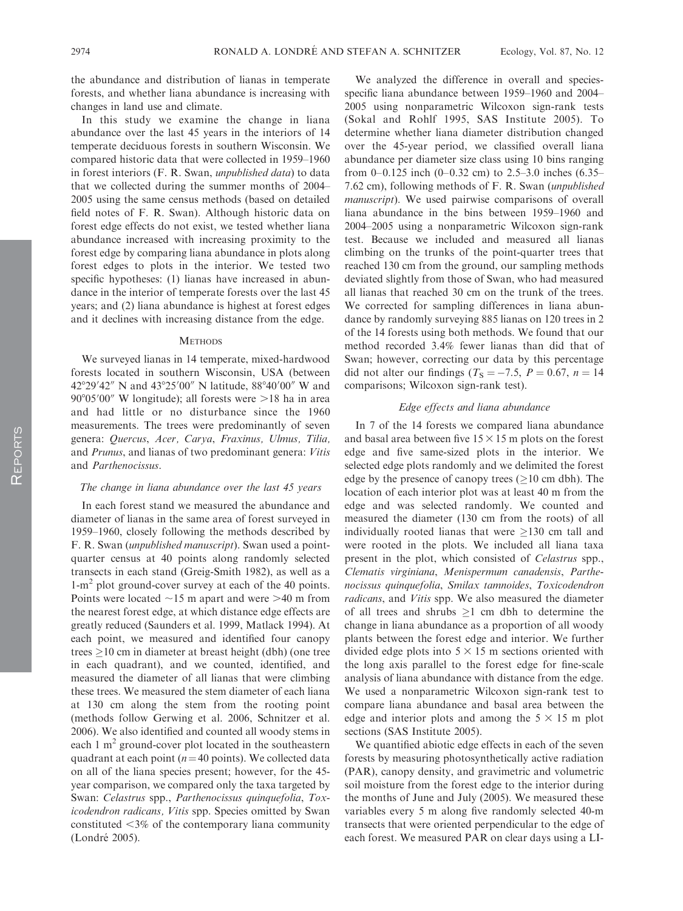the abundance and distribution of lianas in temperate forests, and whether liana abundance is increasing with changes in land use and climate.

In this study we examine the change in liana abundance over the last 45 years in the interiors of 14 temperate deciduous forests in southern Wisconsin. We compared historic data that were collected in 1959–1960 in forest interiors (F. R. Swan, *unpublished data*) to data that we collected during the summer months of 2004–2005 using the same census methods (based on detailed field notes of F. R. Swan). Although historic data on forest edge effects do not exist, we tested whether liana abundance increased with increasing proximity to the forest edge by comparing liana abundance in plots along forest edges to plots in the interior. We tested two specific hypotheses: (1) lianas have increased in abundance in the interior of temperate forests over the last 45 years; and (2) liana abundance is highest at forest edges and it declines with increasing distance from the edge.

## Methods

We surveyed lianas in 14 temperate, mixed-hardwood forests located in southern Wisconsin, USA (between 42°29′42″ N and 43°25′00″ N latitude, 88°40′00″ W and 90°05′00″ W longitude); all forests were >18 ha in area and had little or no disturbance since the 1960 measurements. The trees were predominantly of seven genera: *Quercus*, *Acer*, *Carya*, *Fraxinus*, *Ulmus*, *Tilia*, and *Prunus*, and lianas of two predominant genera: *Vitis* and *Parthenocissus*.

### *The change in liana abundance over the last 45 years*

In each forest stand we measured the abundance and diameter of lianas in the same area of forest surveyed in 1959–1960, closely following the methods described by F. R. Swan (*unpublished manuscript*). Swan used a point-quarter census at 40 points along randomly selected transects in each stand (Greig-Smith 1982), as well as a 1-m$^2$ plot ground-cover survey at each of the 40 points. Points were located ~15 m apart and were >40 m from the nearest forest edge, at which distance edge effects are greatly reduced (Saunders et al. 1999, Matlack 1994). At each point, we measured and identified four canopy trees ≥10 cm in diameter at breast height (dbh) (one tree in each quadrant), and we counted, identified, and measured the diameter of all lianas that were climbing these trees. We measured the stem diameter of each liana at 130 cm along the stem from the rooting point (methods follow Gerwing et al. 2006, Schnitzer et al. 2006). We also identified and counted all woody stems in each 1 m$^2$ ground-cover plot located in the southeastern quadrant at each point ($n = 40$ points). We collected data on all of the liana species present; however, for the 45-year comparison, we compared only the taxa targeted by Swan: *Celastrus* spp., *Parthenocissus quinquefolia*, *Toxicodendron radicans*, *Vitis* spp. Species omitted by Swan constituted <3% of the contemporary liana community (Londré 2005).

We analyzed the difference in overall and species-specific liana abundance between 1959–1960 and 2004–2005 using nonparametric Wilcoxon sign-rank tests (Sokal and Rohlf 1995, SAS Institute 2005). To determine whether liana diameter distribution changed over the 45-year period, we classified overall liana abundance per diameter size class using 10 bins ranging from 0–0.125 inch (0–0.32 cm) to 2.5–3.0 inches (6.35–7.62 cm), following methods of F. R. Swan (*unpublished manuscript*). We used pairwise comparisons of overall liana abundance in the bins between 1959–1960 and 2004–2005 using a nonparametric Wilcoxon sign-rank test. Because we included and measured all lianas climbing on the trunks of the point-quarter trees that reached 130 cm from the ground, our sampling methods deviated slightly from those of Swan, who had measured all lianas that reached 30 cm on the trunk of the trees. We corrected for sampling differences in liana abundance by randomly surveying 885 lianas on 120 trees in 2 of the 14 forests using both methods. We found that our method recorded 3.4% fewer lianas than did that of Swan; however, correcting our data by this percentage did not alter our findings ($T_S = -7.5$, $P = 0.67$, $n = 14$ comparisons; Wilcoxon sign-rank test).

### *Edge effects and liana abundance*

In 7 of the 14 forests we compared liana abundance and basal area between five 15 × 15 m plots on the forest edge and five same-sized plots in the interior. We selected edge plots randomly and we delimited the forest edge by the presence of canopy trees (≥10 cm dbh). The location of each interior plot was at least 40 m from the edge and was selected randomly. We counted and measured the diameter (130 cm from the roots) of all individually rooted lianas that were ≥130 cm tall and were rooted in the plots. We included all liana taxa present in the plot, which consisted of *Celastrus* spp., *Clematis virginiana*, *Menispermum canadensis*, *Parthenocissus quinquefolia*, *Smilax tamnoides*, *Toxicodendron radicans*, and *Vitis* spp. We also measured the diameter of all trees and shrubs ≥1 cm dbh to determine the change in liana abundance as a proportion of all woody plants between the forest edge and interior. We further divided edge plots into 5 × 15 m sections oriented with the long axis parallel to the forest edge for fine-scale analysis of liana abundance with distance from the edge. We used a nonparametric Wilcoxon sign-rank test to compare liana abundance and basal area between the edge and interior plots and among the 5 × 15 m plot sections (SAS Institute 2005).

We quantified abiotic edge effects in each of the seven forests by measuring photosynthetically active radiation (PAR), canopy density, and gravimetric and volumetric soil moisture from the forest edge to the interior during the months of June and July (2005). We measured these variables every 5 m along five randomly selected 40-m transects that were oriented perpendicular to the edge of each forest. We measured PAR on clear days using a LI-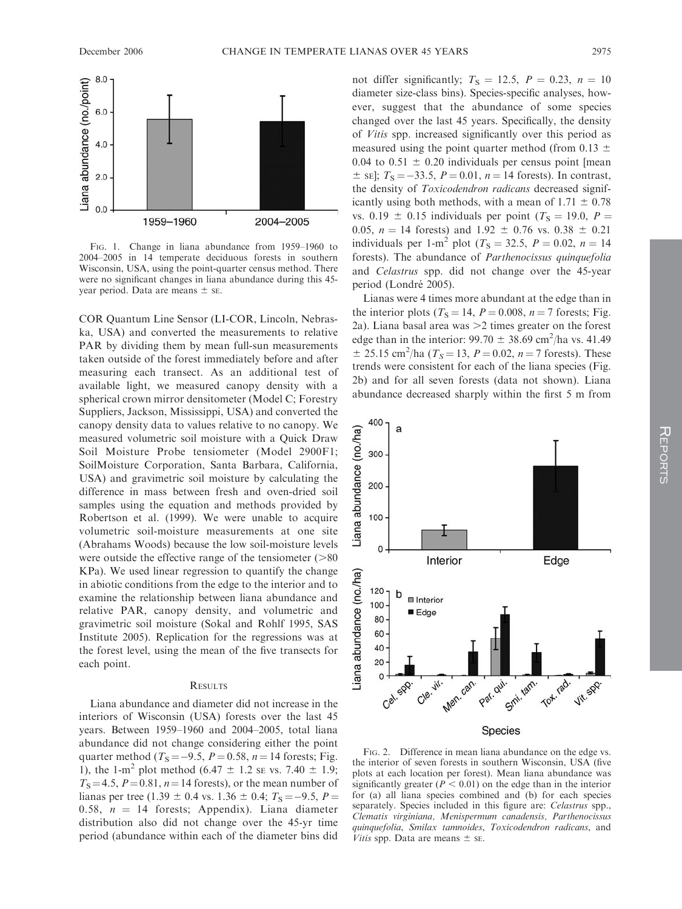FIG. 1. Change in liana abundance from 1959–1960 to 2004–2005 in 14 temperate deciduous forests in southern Wisconsin, USA, using the point-quarter census method. There were no significant changes in liana abundance during this 45-year period. Data are means ± SE.

COR Quantum Line Sensor (LI-COR, Lincoln, Nebraska, USA) and converted the measurements to relative PAR by dividing them by mean full-sun measurements taken outside of the forest immediately before and after measuring each transect. As an additional test of available light, we measured canopy density with a spherical crown mirror densitometer (Model C; Forestry Suppliers, Jackson, Mississippi, USA) and converted the canopy density data to values relative to no canopy. We measured volumetric soil moisture with a Quick Draw Soil Moisture Probe tensiometer (Model 2900F1; SoilMoisture Corporation, Santa Barbara, California, USA) and gravimetric soil moisture by calculating the difference in mass between fresh and oven-dried soil samples using the equation and methods provided by Robertson et al. (1999). We were unable to acquire volumetric soil-moisture measurements at one site (Abrahams Woods) because the low soil-moisture levels were outside the effective range of the tensiometer (>80 KPa). We used linear regression to quantify the change in abiotic conditions from the edge to the interior and to examine the relationship between liana abundance and relative PAR, canopy density, and volumetric and gravimetric soil moisture (Sokal and Rohlf 1995, SAS Institute 2005). Replication for the regressions was at the forest level, using the mean of the five transects for each point.

## RESULTS

Liana abundance and diameter did not increase in the interiors of Wisconsin (USA) forests over the last 45 years. Between 1959–1960 and 2004–2005, total liana abundance did not change considering either the point quarter method ($T_S = -9.5$, $P = 0.58$, $n = 14$ forests; Fig. 1), the 1-$m^2$ plot method (6.47 ± 1.2 SE vs. 7.40 ± 1.9; $T_S = 4.5$, $P = 0.81$, $n = 14$ forests), or the mean number of lianas per tree (1.39 ± 0.4 vs. 1.36 ± 0.4; $T_S = -9.5$, $P = 0.58$, $n = 14$ forests; Appendix). Liana diameter distribution also did not change over the 45-yr time period (abundance within each of the diameter bins did not differ significantly; $T_S = 12.5$, $P = 0.23$, $n = 10$ diameter size-class bins). Species-specific analyses, however, suggest that the abundance of some species changed over the last 45 years. Specifically, the density of *Vitis* spp. increased significantly over this period as measured using the point quarter method (from 0.13 ± 0.04 to 0.51 ± 0.20 individuals per census point [mean ± SE]; $T_S = -33.5$, $P = 0.01$, $n = 14$ forests). In contrast, the density of *Toxicodendron radicans* decreased significantly using both methods, with a mean of 1.71 ± 0.78 vs. 0.19 ± 0.15 individuals per point ($T_S = 19.0$, $P = 0.05$, $n = 14$ forests) and 1.92 ± 0.76 vs. 0.38 ± 0.21 individuals per 1-$m^2$ plot ($T_S = 32.5$, $P = 0.02$, $n = 14$ forests). The abundance of *Parthenocissus quinquefolia* and *Celastrus* spp. did not change over the 45-year period (Londré 2005).

Lianas were 4 times more abundant at the edge than in the interior plots ($T_S = 14$, $P = 0.008$, $n = 7$ forests; Fig. 2a). Liana basal area was >2 times greater on the forest edge than in the interior: 99.70 ± 38.69 $cm^2$/ha vs. 41.49 ± 25.15 $cm^2$/ha ($T_S = 13$, $P = 0.02$, $n = 7$ forests). These trends were consistent for each of the liana species (Fig. 2b) and for all seven forests (data not shown). Liana abundance decreased sharply within the first 5 m from

FIG. 2. Difference in mean liana abundance on the edge vs. the interior of seven forests in southern Wisconsin, USA (five plots at each location per forest). Mean liana abundance was significantly greater ($P < 0.01$) on the edge than in the interior for (a) all liana species combined and (b) for each species separately. Species included in this figure are: *Celastrus* spp., *Clematis virginiana, Menispermum canadensis, Parthenocissus quinquefolia, Smilax tamnoides, Toxicodendron radicans*, and *Vitis* spp. Data are means ± SE.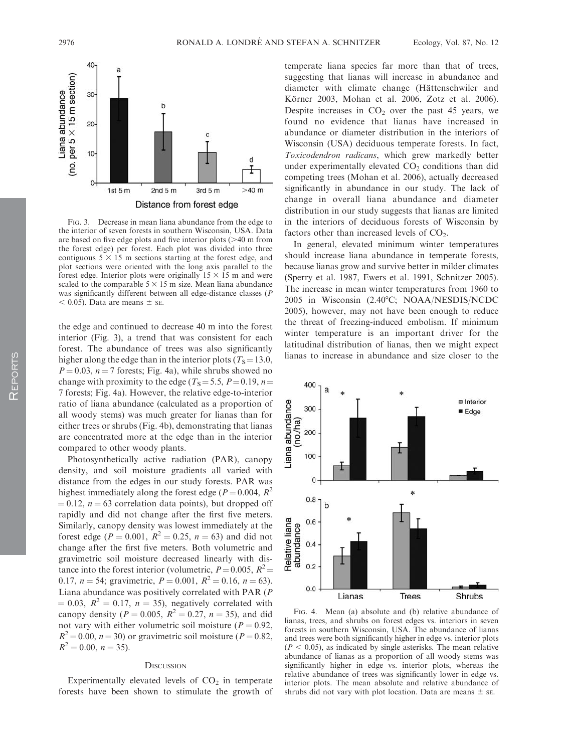Fig. 3. Decrease in mean liana abundance from the edge to the interior of seven forests in southern Wisconsin, USA. Data are based on five edge plots and five interior plots (>40 m from the forest edge) per forest. Each plot was divided into three contiguous $5 \times 15$ m sections starting at the forest edge, and plot sections were oriented with the long axis parallel to the forest edge. Interior plots were originally $15 \times 15$ m and were scaled to the comparable $5 \times 15$ m size. Mean liana abundance was significantly different between all edge-distance classes ($P < 0.05$). Data are means ± SE.

the edge and continued to decrease 40 m into the forest interior (Fig. 3), a trend that was consistent for each forest. The abundance of trees was also significantly higher along the edge than in the interior plots ($T_S = 13.0$, $P = 0.03$, $n = 7$ forests; Fig. 4a), while shrubs showed no change with proximity to the edge ($T_S = 5.5$, $P = 0.19$, $n = 7$ forests; Fig. 4a). However, the relative edge-to-interior ratio of liana abundance (calculated as a proportion of all woody stems) was much greater for lianas than for either trees or shrubs (Fig. 4b), demonstrating that lianas are concentrated more at the edge than in the interior compared to other woody plants.

Photosynthetically active radiation (PAR), canopy density, and soil moisture gradients all varied with distance from the edges in our study forests. PAR was highest immediately along the forest edge ($P = 0.004$, $R^2 = 0.12$, $n = 63$ correlation data points), but dropped off rapidly and did not change after the first five meters. Similarly, canopy density was lowest immediately at the forest edge ($P = 0.001$, $R^2 = 0.25$, $n = 63$) and did not change after the first five meters. Both volumetric and gravimetric soil moisture decreased linearly with distance into the forest interior (volumetric, $P = 0.005$, $R^2 = 0.17$, $n = 54$; gravimetric, $P = 0.001$, $R^2 = 0.16$, $n = 63$). Liana abundance was positively correlated with PAR ($P = 0.03$, $R^2 = 0.17$, $n = 35$), negatively correlated with canopy density ($P = 0.005$, $R^2 = 0.27$, $n = 35$), and did not vary with either volumetric soil moisture ($P = 0.92$, $R^2 = 0.00$, $n = 30$) or gravimetric soil moisture ($P = 0.82$, $R^2 = 0.00$, $n = 35$).

## Discussion

Experimentally elevated levels of $CO_2$ in temperate forests have been shown to stimulate the growth of temperate liana species far more than that of trees, suggesting that lianas will increase in abundance and diameter with climate change (Hättenschwiler and Körner 2003, Mohan et al. 2006, Zotz et al. 2006). Despite increases in $CO_2$ over the past 45 years, we found no evidence that lianas have increased in abundance or diameter distribution in the interiors of Wisconsin (USA) deciduous temperate forests. In fact, *Toxicodendron radicans*, which grew markedly better under experimentally elevated $CO_2$ conditions than did competing trees (Mohan et al. 2006), actually decreased significantly in abundance in our study. The lack of change in overall liana abundance and diameter distribution in our study suggests that lianas are limited in the interiors of deciduous forests of Wisconsin by factors other than increased levels of $CO_2$.

In general, elevated minimum winter temperatures should increase liana abundance in temperate forests, because lianas grow and survive better in milder climates (Sperry et al. 1987, Ewers et al. 1991, Schnitzer 2005). The increase in mean winter temperatures from 1960 to 2005 in Wisconsin (2.40°C; NOAA/NESDIS/NCDC 2005), however, may not have been enough to reduce the threat of freezing-induced embolism. If minimum winter temperature is an important driver for the latitudinal distribution of lianas, then we might expect lianas to increase in abundance and size closer to the

Fig. 4. Mean (a) absolute and (b) relative abundance of lianas, trees, and shrubs on forest edges vs. interiors in seven forests in southern Wisconsin, USA. The abundance of lianas and trees were both significantly higher in edge vs. interior plots ($P < 0.05$), as indicated by single asterisks. The mean relative abundance of lianas as a proportion of all woody stems was significantly higher in edge vs. interior plots, whereas the relative abundance of trees was significantly lower in edge vs. interior plots. The mean absolute and relative abundance of shrubs did not vary with plot location. Data are means ± SE.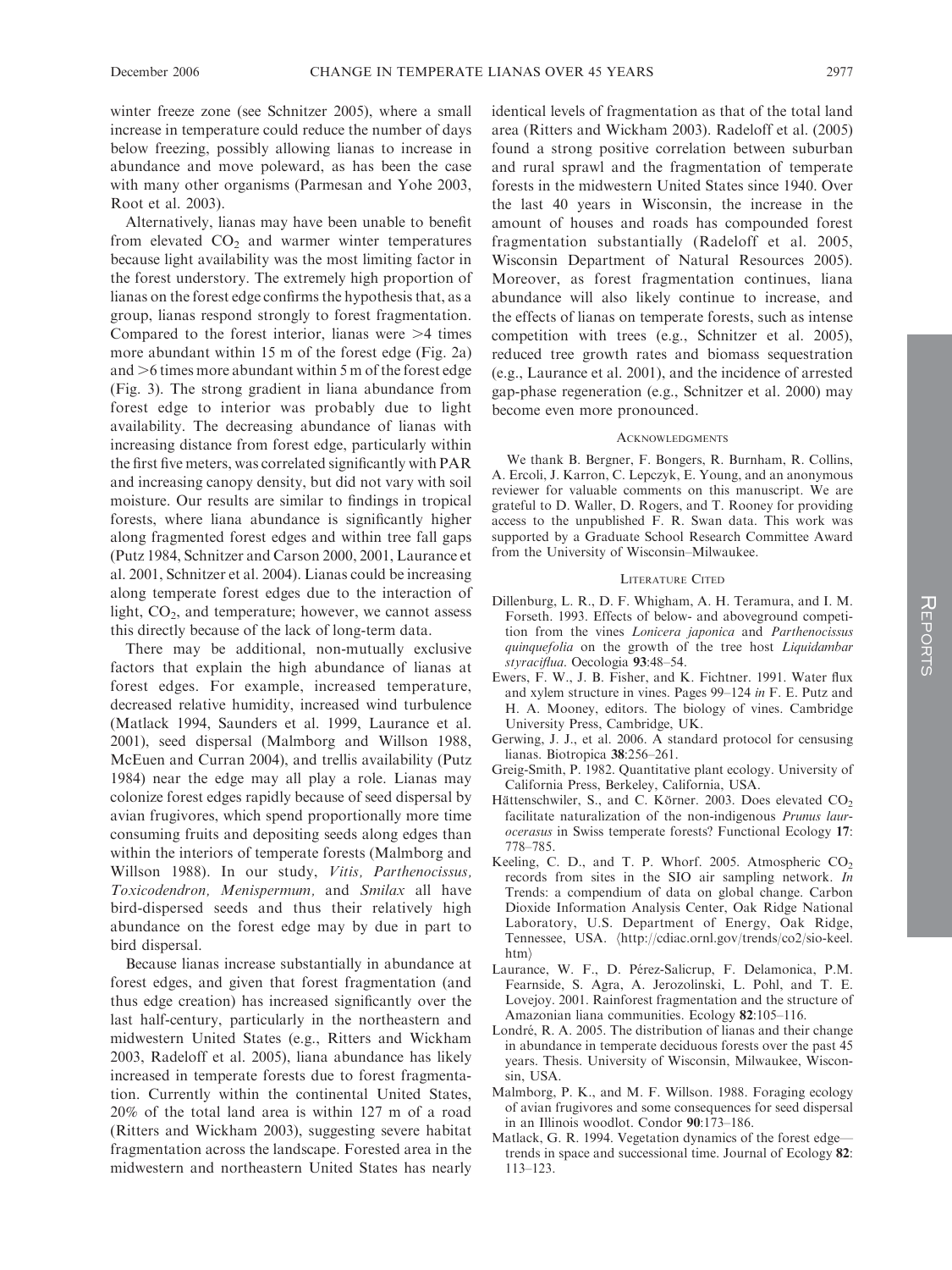winter freeze zone (see Schnitzer 2005), where a small increase in temperature could reduce the number of days below freezing, possibly allowing lianas to increase in abundance and move poleward, as has been the case with many other organisms (Parmesan and Yohe 2003, Root et al. 2003).

Alternatively, lianas may have been unable to benefit from elevated $CO_2$ and warmer winter temperatures because light availability was the most limiting factor in the forest understory. The extremely high proportion of lianas on the forest edge confirms the hypothesis that, as a group, lianas respond strongly to forest fragmentation. Compared to the forest interior, lianas were >4 times more abundant within 15 m of the forest edge (Fig. 2a) and >6 times more abundant within 5 m of the forest edge (Fig. 3). The strong gradient in liana abundance from forest edge to interior was probably due to light availability. The decreasing abundance of lianas with increasing distance from forest edge, particularly within the first five meters, was correlated significantly with PAR and increasing canopy density, but did not vary with soil moisture. Our results are similar to findings in tropical forests, where liana abundance is significantly higher along fragmented forest edges and within tree fall gaps (Putz 1984, Schnitzer and Carson 2000, 2001, Laurance et al. 2001, Schnitzer et al. 2004). Lianas could be increasing along temperate forest edges due to the interaction of light, $CO_2$, and temperature; however, we cannot assess this directly because of the lack of long-term data.

There may be additional, non-mutually exclusive factors that explain the high abundance of lianas at forest edges. For example, increased temperature, decreased relative humidity, increased wind turbulence (Matlack 1994, Saunders et al. 1999, Laurance et al. 2001), seed dispersal (Malmborg and Willson 1988, McEuen and Curran 2004), and trellis availability (Putz 1984) near the edge may all play a role. Lianas may colonize forest edges rapidly because of seed dispersal by avian frugivores, which spend proportionally more time consuming fruits and depositing seeds along edges than within the interiors of temperate forests (Malmborg and Willson 1988). In our study, *Vitis, Parthenocissus, Toxicodendron, Menispermum,* and *Smilax* all have bird-dispersed seeds and thus their relatively high abundance on the forest edge may by due in part to bird dispersal.

Because lianas increase substantially in abundance at forest edges, and given that forest fragmentation (and thus edge creation) has increased significantly over the last half-century, particularly in the northeastern and midwestern United States (e.g., Ritters and Wickham 2003, Radeloff et al. 2005), liana abundance has likely increased in temperate forests due to forest fragmentation. Currently within the continental United States, 20% of the total land area is within 127 m of a road (Ritters and Wickham 2003), suggesting severe habitat fragmentation across the landscape. Forested area in the midwestern and northeastern United States has nearly identical levels of fragmentation as that of the total land area (Ritters and Wickham 2003). Radeloff et al. (2005) found a strong positive correlation between suburban and rural sprawl and the fragmentation of temperate forests in the midwestern United States since 1940. Over the last 40 years in Wisconsin, the increase in the amount of houses and roads has compounded forest fragmentation substantially (Radeloff et al. 2005, Wisconsin Department of Natural Resources 2005). Moreover, as forest fragmentation continues, liana abundance will also likely continue to increase, and the effects of lianas on temperate forests, such as intense competition with trees (e.g., Schnitzer et al. 2005), reduced tree growth rates and biomass sequestration (e.g., Laurance et al. 2001), and the incidence of arrested gap-phase regeneration (e.g., Schnitzer et al. 2000) may become even more pronounced.

## Acknowledgments

We thank B. Bergner, F. Bongers, R. Burnham, R. Collins, A. Ercoli, J. Karron, C. Lepczyk, E. Young, and an anonymous reviewer for valuable comments on this manuscript. We are grateful to D. Waller, D. Rogers, and T. Rooney for providing access to the unpublished F. R. Swan data. This work was supported by a Graduate School Research Committee Award from the University of Wisconsin–Milwaukee.

## Literature Cited

Dillenburg, L. R., D. F. Whigham, A. H. Teramura, and I. M. Forseth. 1993. Effects of below- and aboveground competition from the vines *Lonicera japonica* and *Parthenocissus quinquefolia* on the growth of the tree host *Liquidambar styraciflua*. Oecologia **93**:48–54.

Ewers, F. W., J. B. Fisher, and K. Fichtner. 1991. Water flux and xylem structure in vines. Pages 99–124 *in* F. E. Putz and H. A. Mooney, editors. The biology of vines. Cambridge University Press, Cambridge, UK.

Gerwing, J. J., et al. 2006. A standard protocol for censusing lianas. Biotropica **38**:256–261.

Greig-Smith, P. 1982. Quantitative plant ecology. University of California Press, Berkeley, California, USA.

Hättenschwiler, S., and C. Körner. 2003. Does elevated $CO_2$ facilitate naturalization of the non-indigenous *Prunus laurocerasus* in Swiss temperate forests? Functional Ecology **17**: 778–785.

Keeling, C. D., and T. P. Whorf. 2005. Atmospheric $CO_2$ records from sites in the SIO air sampling network. *In* Trends: a compendium of data on global change. Carbon Dioxide Information Analysis Center, Oak Ridge National Laboratory, U.S. Department of Energy, Oak Ridge, Tennessee, USA. ⟨http://cdiac.ornl.gov/trends/co2/sio-keel.htm⟩

Laurance, W. F., D. Pérez-Salicrup, F. Delamonica, P.M. Fearnside, S. Agra, A. Jerozolinski, L. Pohl, and T. E. Lovejoy. 2001. Rainforest fragmentation and the structure of Amazonian liana communities. Ecology **82**:105–116.

Londré, R. A. 2005. The distribution of lianas and their change in abundance in temperate deciduous forests over the past 45 years. Thesis. University of Wisconsin, Milwaukee, Wisconsin, USA.

Malmborg, P. K., and M. F. Willson. 1988. Foraging ecology of avian frugivores and some consequences for seed dispersal in an Illinois woodlot. Condor **90**:173–186.

Matlack, G. R. 1994. Vegetation dynamics of the forest edge—trends in space and successional time. Journal of Ecology **82**: 113–123.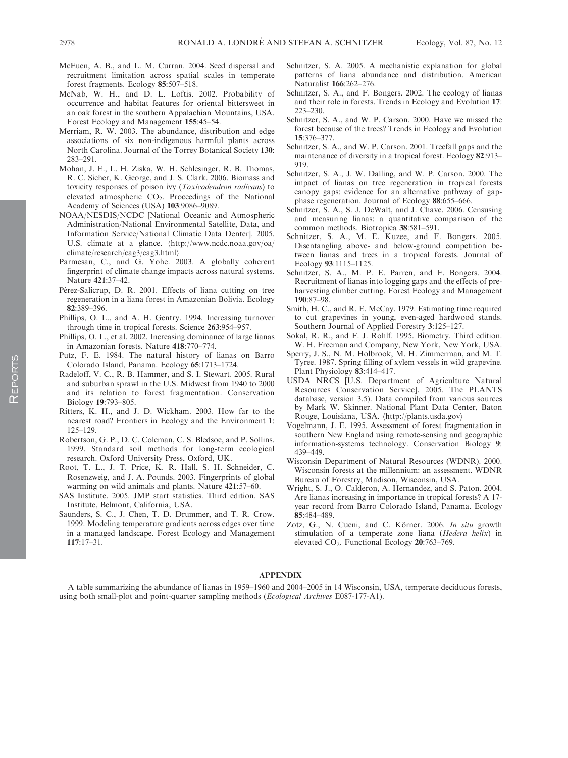McEuen, A. B., and L. M. Curran. 2004. Seed dispersal and recruitment limitation across spatial scales in temperate forest fragments. Ecology **85**:507–518.

McNab, W. H., and D. L. Loftis. 2002. Probability of occurrence and habitat features for oriental bittersweet in an oak forest in the southern Appalachian Mountains, USA. Forest Ecology and Management **155**:45–54.

Merriam, R. W. 2003. The abundance, distribution and edge associations of six non-indigenous harmful plants across North Carolina. Journal of the Torrey Botanical Society **130**: 283–291.

Mohan, J. E., L. H. Ziska, W. H. Schlesinger, R. B. Thomas, R. C. Sicher, K. George, and J. S. Clark. 2006. Biomass and toxicity responses of poison ivy (*Toxicodendron radicans*) to elevated atmospheric $CO_2$. Proceedings of the National Academy of Sciences (USA) **103**:9086–9089.

NOAA/NESDIS/NCDC [National Oceanic and Atmospheric Administration/National Environmental Satellite, Data, and Information Service/National Climatic Data Denter]. 2005. U.S. climate at a glance. ⟨http://www.ncdc.noaa.gov/oa/climate/research/cag3/cag3.html⟩

Parmesan, C., and G. Yohe. 2003. A globally coherent fingerprint of climate change impacts across natural systems. Nature **421**:37–42.

Pérez-Salicrup, D. R. 2001. Effects of liana cutting on tree regeneration in a liana forest in Amazonian Bolivia. Ecology **82**:389–396.

Phillips, O. L., and A. H. Gentry. 1994. Increasing turnover through time in tropical forests. Science **263**:954–957.

Phillips, O. L., et al. 2002. Increasing dominance of large lianas in Amazonian forests. Nature **418**:770–774.

Putz, F. E. 1984. The natural history of lianas on Barro Colorado Island, Panama. Ecology **65**:1713–1724.

Radeloff, V. C., R. B. Hammer, and S. I. Stewart. 2005. Rural and suburban sprawl in the U.S. Midwest from 1940 to 2000 and its relation to forest fragmentation. Conservation Biology **19**:793–805.

Ritters, K. H., and J. D. Wickham. 2003. How far to the nearest road? Frontiers in Ecology and the Environment **1**: 125–129.

Robertson, G. P., D. C. Coleman, C. S. Bledsoe, and P. Sollins. 1999. Standard soil methods for long-term ecological research. Oxford University Press, Oxford, UK.

Root, T. L., J. T. Price, K. R. Hall, S. H. Schneider, C. Rosenzweig, and J. A. Pounds. 2003. Fingerprints of global warming on wild animals and plants. Nature **421**:57–60.

SAS Institute. 2005. JMP start statistics. Third edition. SAS Institute, Belmont, California, USA.

Saunders, S. C., J. Chen, T. D. Drummer, and T. R. Crow. 1999. Modeling temperature gradients across edges over time in a managed landscape. Forest Ecology and Management **117**:17–31.

Schnitzer, S. A. 2005. A mechanistic explanation for global patterns of liana abundance and distribution. American Naturalist **166**:262–276.

Schnitzer, S. A., and F. Bongers. 2002. The ecology of lianas and their role in forests. Trends in Ecology and Evolution **17**: 223–230.

Schnitzer, S. A., and W. P. Carson. 2000. Have we missed the forest because of the trees? Trends in Ecology and Evolution **15**:376–377.

Schnitzer, S. A., and W. P. Carson. 2001. Treefall gaps and the maintenance of diversity in a tropical forest. Ecology **82**:913–919.

Schnitzer, S. A., J. W. Dalling, and W. P. Carson. 2000. The impact of lianas on tree regeneration in tropical forests canopy gaps: evidence for an alternative pathway of gap-phase regeneration. Journal of Ecology **88**:655–666.

Schnitzer, S. A., S. J. DeWalt, and J. Chave. 2006. Censusing and measuring lianas: a quantitative comparison of the common methods. Biotropica **38**:581–591.

Schnitzer, S. A., M. E. Kuzee, and F. Bongers. 2005. Disentangling above- and below-ground competition between lianas and trees in a tropical forests. Journal of Ecology **93**:1115–1125.

Schnitzer, S. A., M. P. E. Parren, and F. Bongers. 2004. Recruitment of lianas into logging gaps and the effects of pre-harvesting climber cutting. Forest Ecology and Management **190**:87–98.

Smith, H. C., and R. E. McCay. 1979. Estimating time required to cut grapevines in young, even-aged hardwood stands. Southern Journal of Applied Forestry **3**:125–127.

Sokal, R. R., and F. J. Rohlf. 1995. Biometry. Third edition. W. H. Freeman and Company, New York, New York, USA.

Sperry, J. S., N. M. Holbrook, M. H. Zimmerman, and M. T. Tyree. 1987. Spring filling of xylem vessels in wild grapevine. Plant Physiology **83**:414–417.

USDA NRCS [U.S. Department of Agriculture Natural Resources Conservation Service]. 2005. The PLANTS database, version 3.5). Data compiled from various sources by Mark W. Skinner. National Plant Data Center, Baton Rouge, Louisiana, USA. ⟨http://plants.usda.gov⟩

Vogelmann, J. E. 1995. Assessment of forest fragmentation in southern New England using remote-sensing and geographic information-systems technology. Conservation Biology **9**: 439–449.

Wisconsin Department of Natural Resources (WDNR). 2000. Wisconsin forests at the millennium: an assessment. WDNR Bureau of Forestry, Madison, Wisconsin, USA.

Wright, S. J., O. Calderon, A. Hernandez, and S. Paton. 2004. Are lianas increasing in importance in tropical forests? A 17-year record from Barro Colorado Island, Panama. Ecology **85**:484–489.

Zotz, G., N. Cueni, and C. Körner. 2006. *In situ* growth stimulation of a temperate zone liana (*Hedera helix*) in elevated $CO_2$. Functional Ecology **20**:763–769.

## APPENDIX

A table summarizing the abundance of lianas in 1959–1960 and 2004–2005 in 14 Wisconsin, USA, temperate deciduous forests, using both small-plot and point-quarter sampling methods (*Ecological Archives* E087-177-A1).